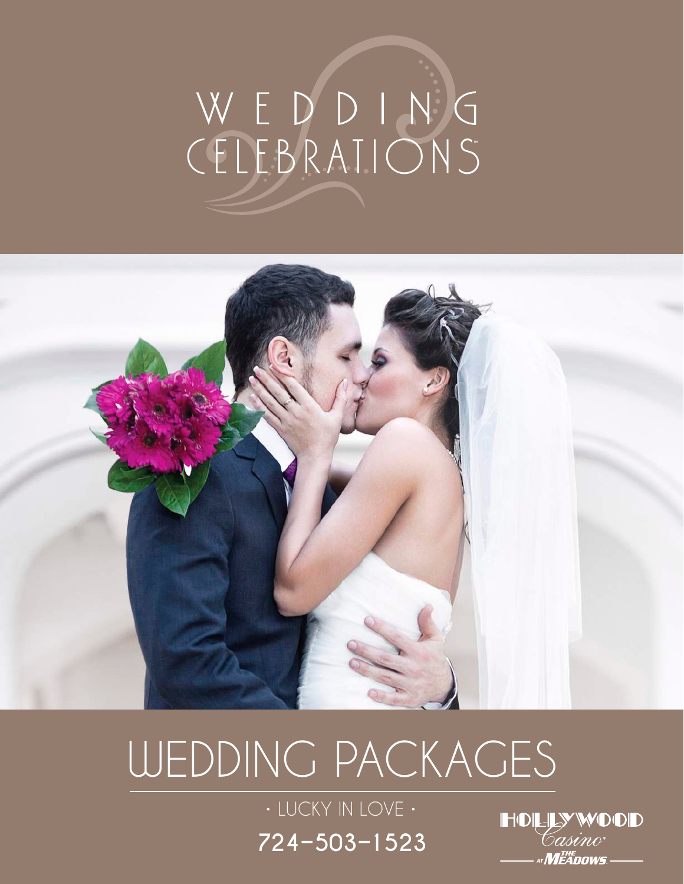# WEDDING CELEBRATIONS

## WEDDING PACKAGES

· LUCKY IN LOVE ·

724-503-1523

HOLLYWOOD Casino at THE MEADOWS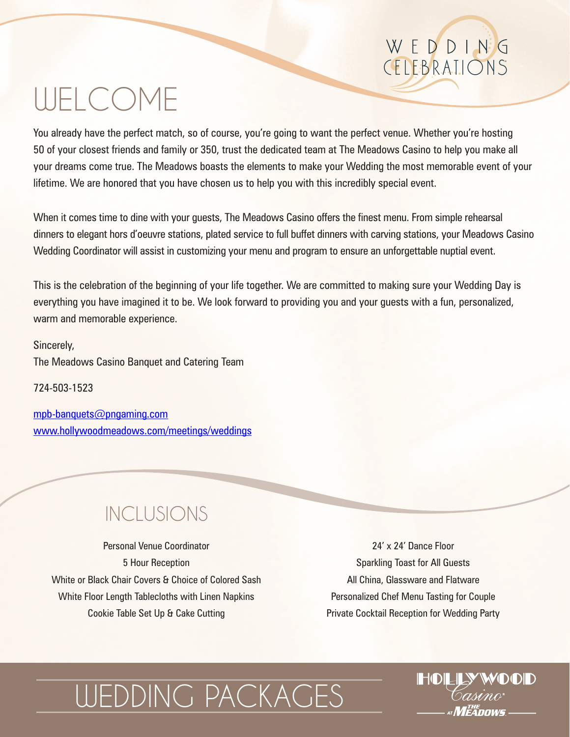WEDDING CELEBRATIONS

# WELCOME

You already have the perfect match, so of course, you're going to want the perfect venue. Whether you're hosting 50 of your closest friends and family or 350, trust the dedicated team at The Meadows Casino to help you make all your dreams come true. The Meadows boasts the elements to make your Wedding the most memorable event of your lifetime. We are honored that you have chosen us to help you with this incredibly special event.

When it comes time to dine with your guests, The Meadows Casino offers the finest menu. From simple rehearsal dinners to elegant hors d'oeuvre stations, plated service to full buffet dinners with carving stations, your Meadows Casino Wedding Coordinator will assist in customizing your menu and program to ensure an unforgettable nuptial event.

This is the celebration of the beginning of your life together. We are committed to making sure your Wedding Day is everything you have imagined it to be. We look forward to providing you and your guests with a fun, personalized, warm and memorable experience.

Sincerely,
The Meadows Casino Banquet and Catering Team

724-503-1523

mpb-banquets@pngaming.com
www.hollywoodmeadows.com/meetings/weddings

## INCLUSIONS

Personal Venue Coordinator
5 Hour Reception
White or Black Chair Covers & Choice of Colored Sash
White Floor Length Tablecloths with Linen Napkins
Cookie Table Set Up & Cake Cutting

24' x 24' Dance Floor
Sparkling Toast for All Guests
All China, Glassware and Flatware
Personalized Chef Menu Tasting for Couple
Private Cocktail Reception for Wedding Party

# WEDDING PACKAGES

HOLLYWOOD Casino AT THE MEADOWS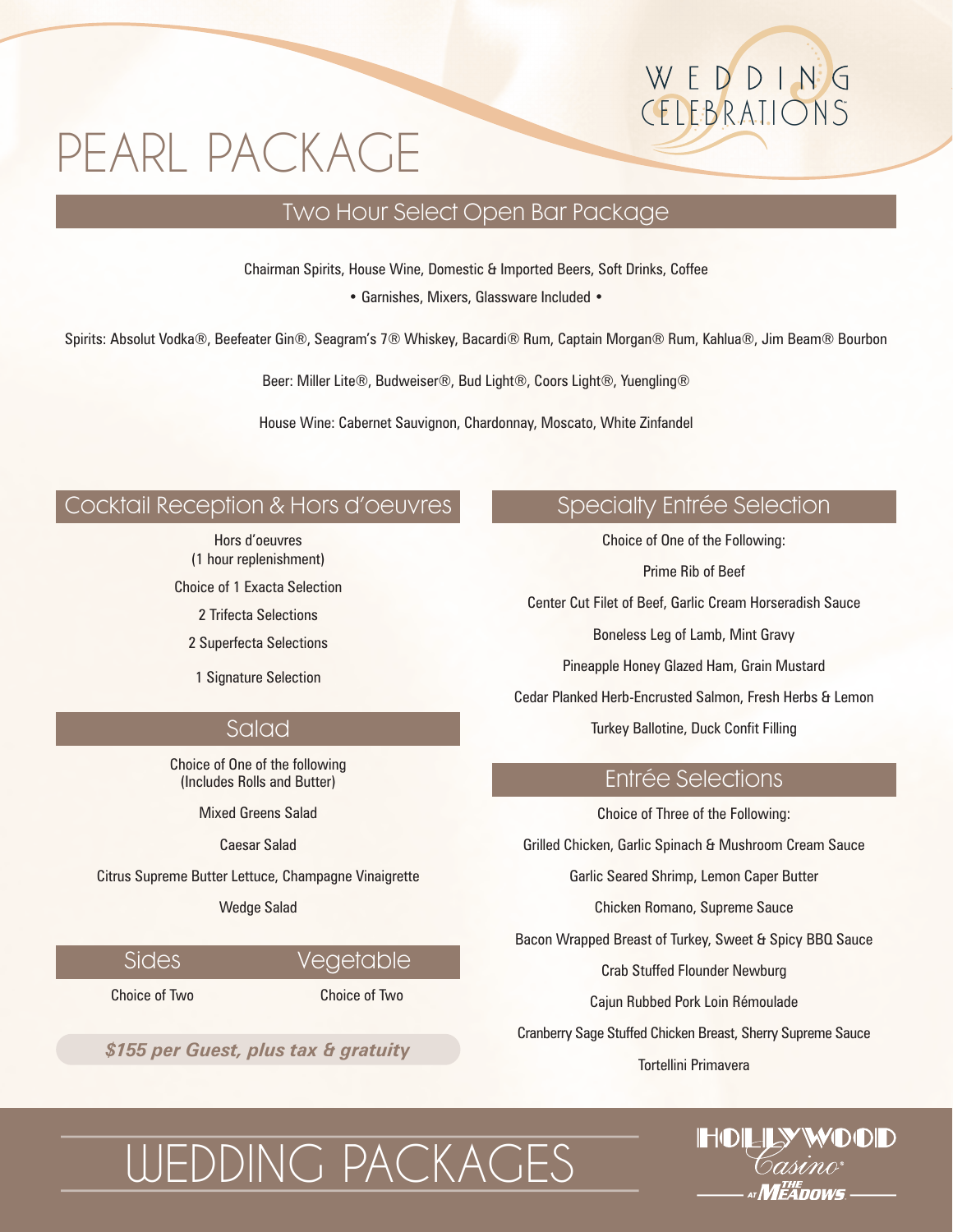# PEARL PACKAGE

## Two Hour Select Open Bar Package

Chairman Spirits, House Wine, Domestic & Imported Beers, Soft Drinks, Coffee

• Garnishes, Mixers, Glassware Included •

Spirits: Absolut Vodka®, Beefeater Gin®, Seagram's 7® Whiskey, Bacardi® Rum, Captain Morgan® Rum, Kahlua®, Jim Beam® Bourbon

Beer: Miller Lite®, Budweiser®, Bud Light®, Coors Light®, Yuengling®

House Wine: Cabernet Sauvignon, Chardonnay, Moscato, White Zinfandel

## Cocktail Reception & Hors d'oeuvres

Hors d'oeuvres
(1 hour replenishment)

Choice of 1 Exacta Selection

2 Trifecta Selections

2 Superfecta Selections

1 Signature Selection

## Salad

Choice of One of the following
(Includes Rolls and Butter)

Mixed Greens Salad

Caesar Salad

Citrus Supreme Butter Lettuce, Champagne Vinaigrette

Wedge Salad

## Sides

Choice of Two

## Vegetable

Choice of Two

***$155 per Guest, plus tax & gratuity***

## Specialty Entrée Selection

Choice of One of the Following:

Prime Rib of Beef

Center Cut Filet of Beef, Garlic Cream Horseradish Sauce

Boneless Leg of Lamb, Mint Gravy

Pineapple Honey Glazed Ham, Grain Mustard

Cedar Planked Herb-Encrusted Salmon, Fresh Herbs & Lemon

Turkey Ballotine, Duck Confit Filling

## Entrée Selections

Choice of Three of the Following:

Grilled Chicken, Garlic Spinach & Mushroom Cream Sauce

Garlic Seared Shrimp, Lemon Caper Butter

Chicken Romano, Supreme Sauce

Bacon Wrapped Breast of Turkey, Sweet & Spicy BBQ Sauce

Crab Stuffed Flounder Newburg

Cajun Rubbed Pork Loin Rémoulade

Cranberry Sage Stuffed Chicken Breast, Sherry Supreme Sauce

Tortellini Primavera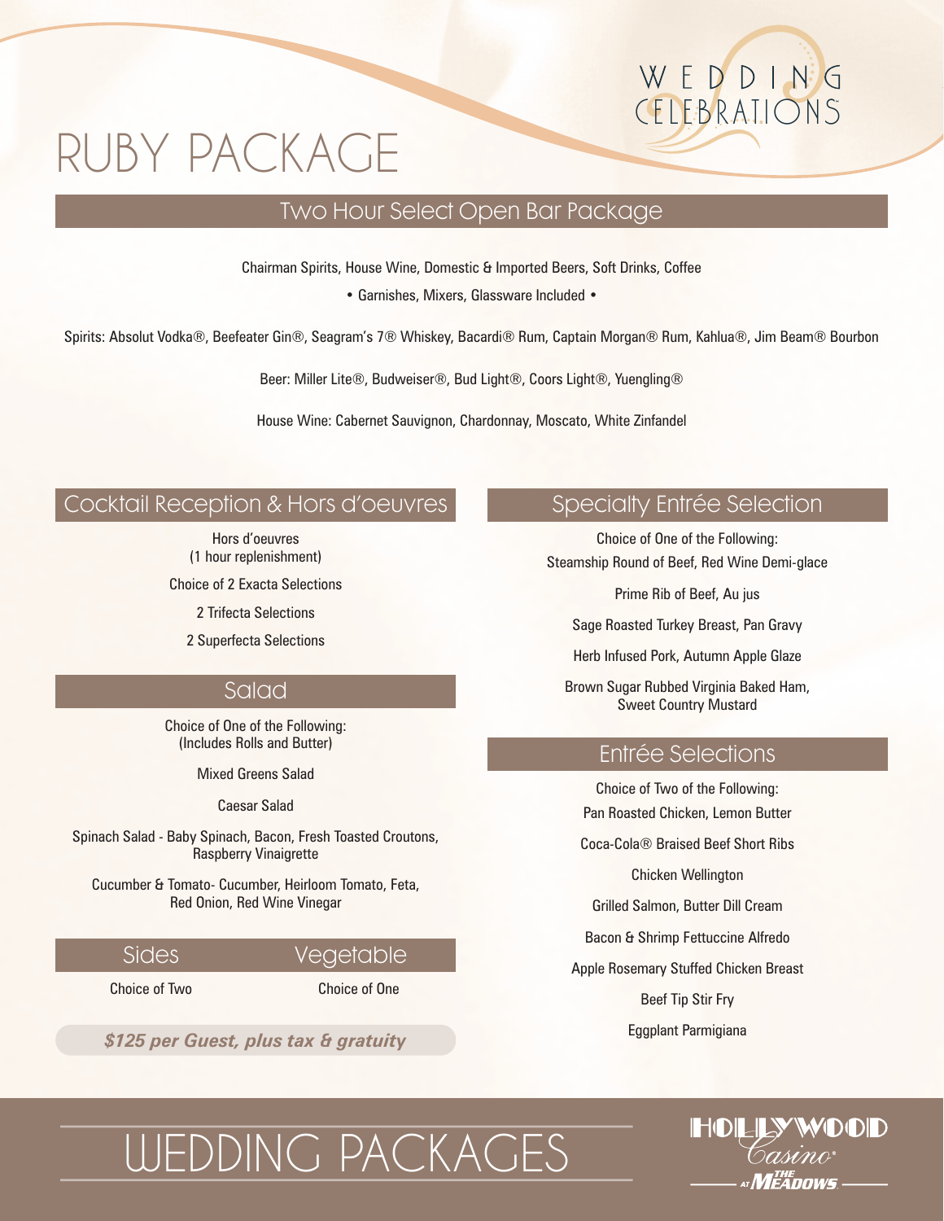# RUBY PACKAGE

## Two Hour Select Open Bar Package

Chairman Spirits, House Wine, Domestic & Imported Beers, Soft Drinks, Coffee

• Garnishes, Mixers, Glassware Included •

Spirits: Absolut Vodka®, Beefeater Gin®, Seagram's 7® Whiskey, Bacardi® Rum, Captain Morgan® Rum, Kahlua®, Jim Beam® Bourbon

Beer: Miller Lite®, Budweiser®, Bud Light®, Coors Light®, Yuengling®

House Wine: Cabernet Sauvignon, Chardonnay, Moscato, White Zinfandel

## Cocktail Reception & Hors d'oeuvres

Hors d'oeuvres
(1 hour replenishment)

Choice of 2 Exacta Selections

2 Trifecta Selections

2 Superfecta Selections

## Salad

Choice of One of the Following:
(Includes Rolls and Butter)

Mixed Greens Salad

Caesar Salad

Spinach Salad - Baby Spinach, Bacon, Fresh Toasted Croutons, Raspberry Vinaigrette

Cucumber & Tomato- Cucumber, Heirloom Tomato, Feta, Red Onion, Red Wine Vinegar

## Sides

Choice of Two

## Vegetable

Choice of One

***$125 per Guest, plus tax & gratuity***

## Specialty Entrée Selection

Choice of One of the Following:

Steamship Round of Beef, Red Wine Demi-glace

Prime Rib of Beef, Au jus

Sage Roasted Turkey Breast, Pan Gravy

Herb Infused Pork, Autumn Apple Glaze

Brown Sugar Rubbed Virginia Baked Ham, Sweet Country Mustard

## Entrée Selections

Choice of Two of the Following:

Pan Roasted Chicken, Lemon Butter

Coca-Cola® Braised Beef Short Ribs

Chicken Wellington

Grilled Salmon, Butter Dill Cream

Bacon & Shrimp Fettuccine Alfredo

Apple Rosemary Stuffed Chicken Breast

Beef Tip Stir Fry

Eggplant Parmigiana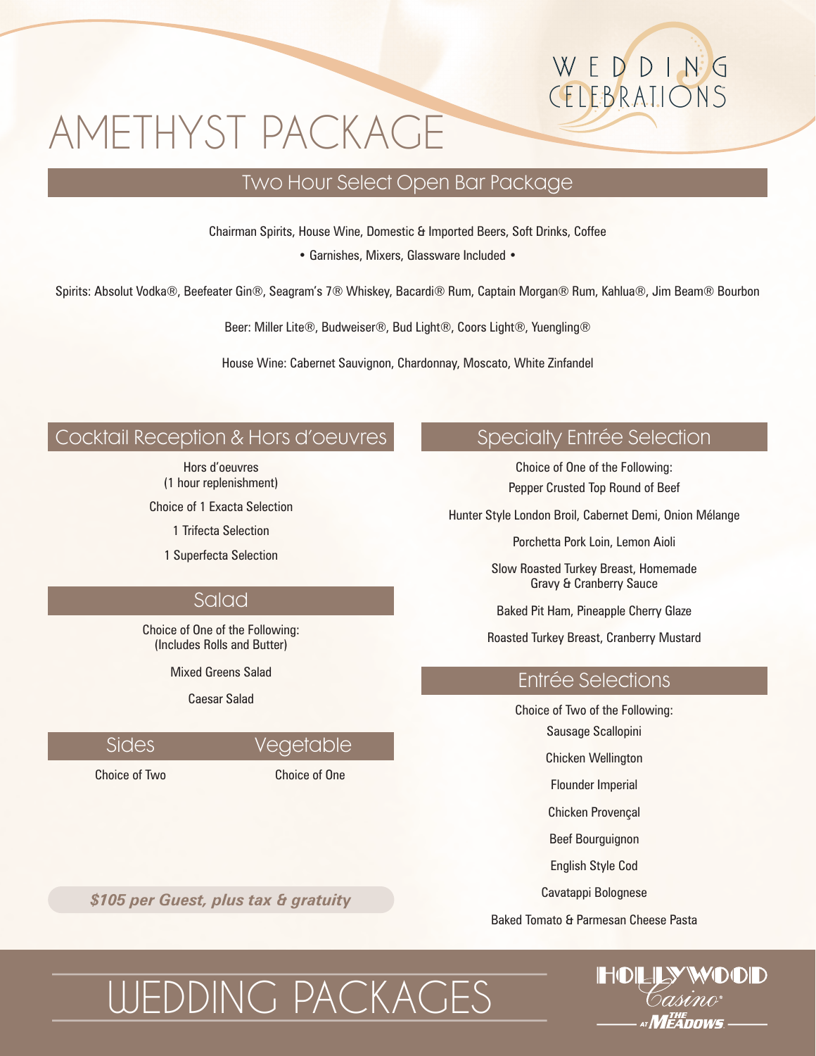WEDDING CELEBRATIONS

# AMETHYST PACKAGE

## Two Hour Select Open Bar Package

Chairman Spirits, House Wine, Domestic & Imported Beers, Soft Drinks, Coffee

• Garnishes, Mixers, Glassware Included •

Spirits: Absolut Vodka®, Beefeater Gin®, Seagram's 7® Whiskey, Bacardi® Rum, Captain Morgan® Rum, Kahlua®, Jim Beam® Bourbon

Beer: Miller Lite®, Budweiser®, Bud Light®, Coors Light®, Yuengling®

House Wine: Cabernet Sauvignon, Chardonnay, Moscato, White Zinfandel

## Cocktail Reception & Hors d'oeuvres

Hors d'oeuvres
(1 hour replenishment)

Choice of 1 Exacta Selection

1 Trifecta Selection

1 Superfecta Selection

## Salad

Choice of One of the Following:
(Includes Rolls and Butter)

Mixed Greens Salad

Caesar Salad

## Sides

Choice of Two

## Vegetable

Choice of One

***$105 per Guest, plus tax & gratuity***

## Specialty Entrée Selection

Choice of One of the Following:

Pepper Crusted Top Round of Beef

Hunter Style London Broil, Cabernet Demi, Onion Mélange

Porchetta Pork Loin, Lemon Aioli

Slow Roasted Turkey Breast, Homemade Gravy & Cranberry Sauce

Baked Pit Ham, Pineapple Cherry Glaze

Roasted Turkey Breast, Cranberry Mustard

## Entrée Selections

Choice of Two of the Following:

Sausage Scallopini

Chicken Wellington

Flounder Imperial

Chicken Provençal

Beef Bourguignon

English Style Cod

Cavatappi Bolognese

Baked Tomato & Parmesan Cheese Pasta

# WEDDING PACKAGES

HOLLYWOOD Casino at THE MEADOWS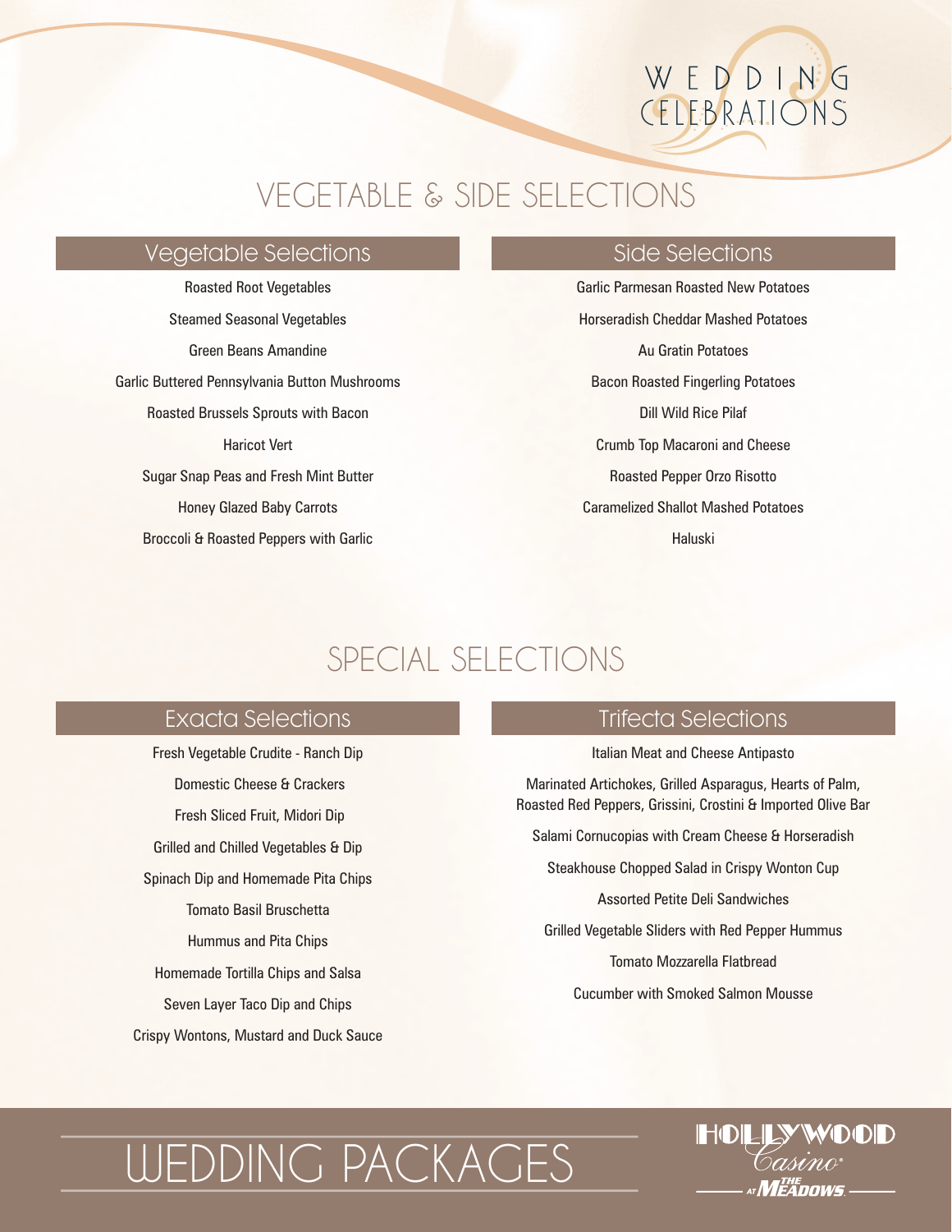# VEGETABLE & SIDE SELECTIONS

## Vegetable Selections

Roasted Root Vegetables

Steamed Seasonal Vegetables

Green Beans Amandine

Garlic Buttered Pennsylvania Button Mushrooms

Roasted Brussels Sprouts with Bacon

Haricot Vert

Sugar Snap Peas and Fresh Mint Butter

Honey Glazed Baby Carrots

Broccoli & Roasted Peppers with Garlic

## Side Selections

Garlic Parmesan Roasted New Potatoes

Horseradish Cheddar Mashed Potatoes

Au Gratin Potatoes

Bacon Roasted Fingerling Potatoes

Dill Wild Rice Pilaf

Crumb Top Macaroni and Cheese

Roasted Pepper Orzo Risotto

Caramelized Shallot Mashed Potatoes

Haluski

# SPECIAL SELECTIONS

## Exacta Selections

Fresh Vegetable Crudite - Ranch Dip

Domestic Cheese & Crackers

Fresh Sliced Fruit, Midori Dip

Grilled and Chilled Vegetables & Dip

Spinach Dip and Homemade Pita Chips

Tomato Basil Bruschetta

Hummus and Pita Chips

Homemade Tortilla Chips and Salsa

Seven Layer Taco Dip and Chips

Crispy Wontons, Mustard and Duck Sauce

## Trifecta Selections

Italian Meat and Cheese Antipasto

Marinated Artichokes, Grilled Asparagus, Hearts of Palm, Roasted Red Peppers, Grissini, Crostini & Imported Olive Bar

Salami Cornucopias with Cream Cheese & Horseradish

Steakhouse Chopped Salad in Crispy Wonton Cup

Assorted Petite Deli Sandwiches

Grilled Vegetable Sliders with Red Pepper Hummus

Tomato Mozzarella Flatbread

Cucumber with Smoked Salmon Mousse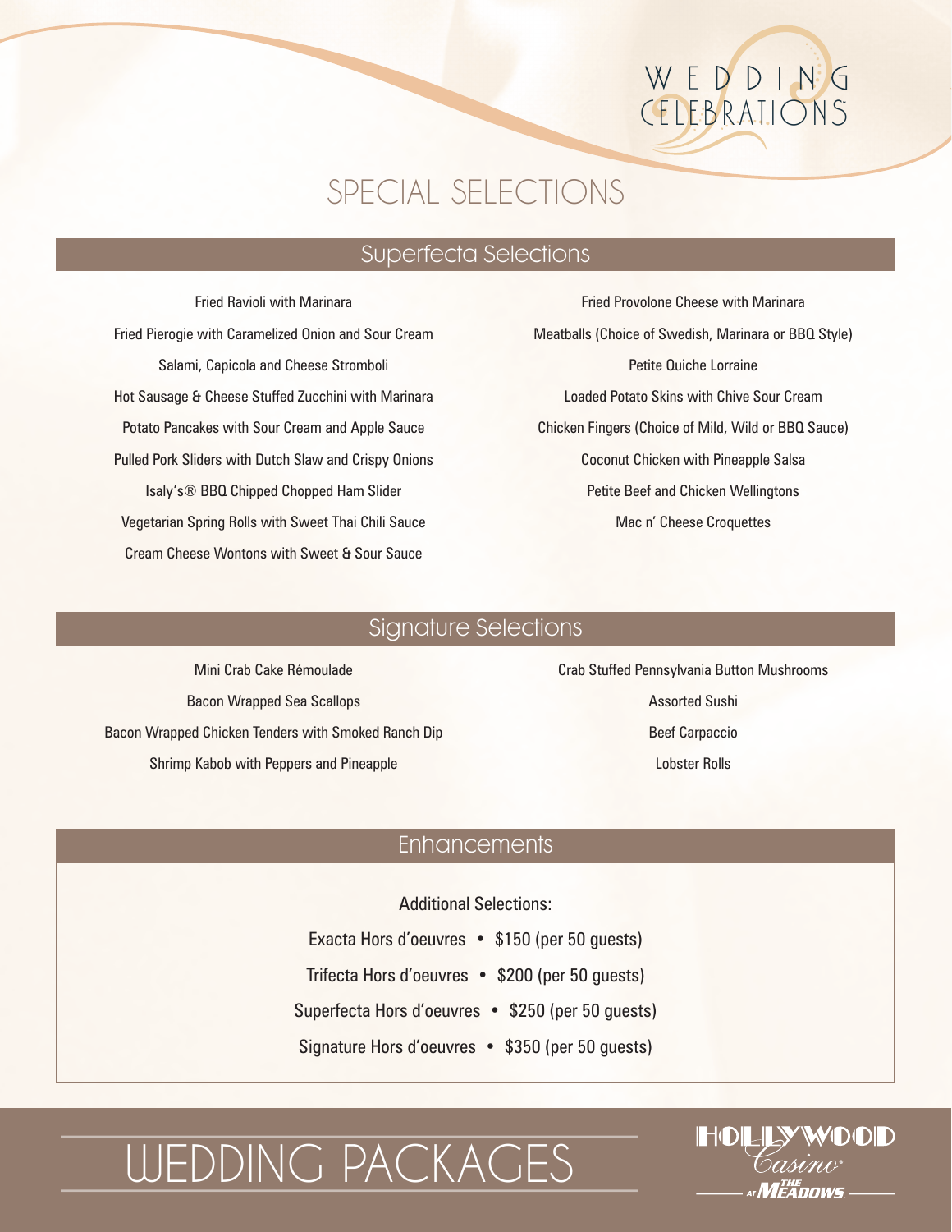# SPECIAL SELECTIONS

## Superfecta Selections

Fried Ravioli with Marinara

Fried Pierogie with Caramelized Onion and Sour Cream

Salami, Capicola and Cheese Stromboli

Hot Sausage & Cheese Stuffed Zucchini with Marinara

Potato Pancakes with Sour Cream and Apple Sauce

Pulled Pork Sliders with Dutch Slaw and Crispy Onions

Isaly's® BBQ Chipped Chopped Ham Slider

Vegetarian Spring Rolls with Sweet Thai Chili Sauce

Cream Cheese Wontons with Sweet & Sour Sauce

Fried Provolone Cheese with Marinara

Meatballs (Choice of Swedish, Marinara or BBQ Style)

Petite Quiche Lorraine

Loaded Potato Skins with Chive Sour Cream

Chicken Fingers (Choice of Mild, Wild or BBQ Sauce)

Coconut Chicken with Pineapple Salsa

Petite Beef and Chicken Wellingtons

Mac n' Cheese Croquettes

## Signature Selections

Mini Crab Cake Rémoulade

Bacon Wrapped Sea Scallops

Bacon Wrapped Chicken Tenders with Smoked Ranch Dip

Shrimp Kabob with Peppers and Pineapple

Crab Stuffed Pennsylvania Button Mushrooms

Assorted Sushi

Beef Carpaccio

Lobster Rolls

## Enhancements

Additional Selections:

Exacta Hors d'oeuvres • $150 (per 50 guests)

Trifecta Hors d'oeuvres • $200 (per 50 guests)

Superfecta Hors d'oeuvres • $250 (per 50 guests)

Signature Hors d'oeuvres • $350 (per 50 guests)

# WEDDING PACKAGES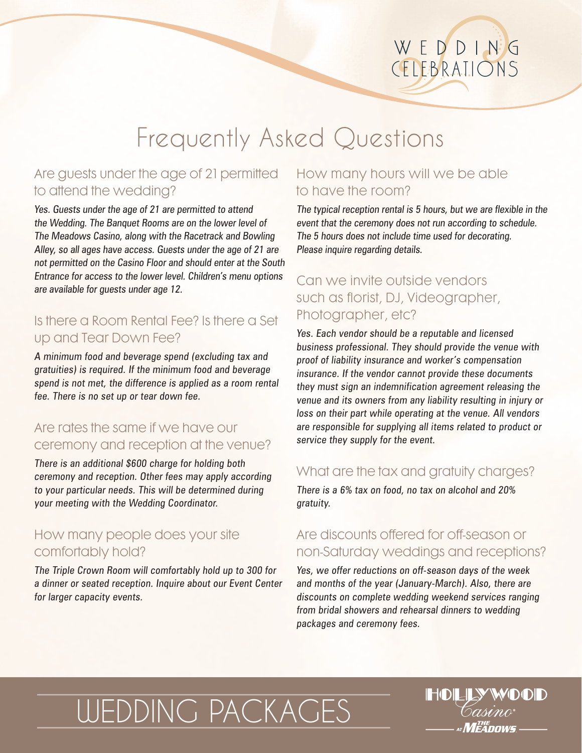WEDDING CELEBRATIONS

# Frequently Asked Questions

## Are guests under the age of 21 permitted to attend the wedding?

*Yes. Guests under the age of 21 are permitted to attend the Wedding. The Banquet Rooms are on the lower level of The Meadows Casino, along with the Racetrack and Bowling Alley, so all ages have access. Guests under the age of 21 are not permitted on the Casino Floor and should enter at the South Entrance for access to the lower level. Children's menu options are available for guests under age 12.*

## Is there a Room Rental Fee? Is there a Set up and Tear Down Fee?

*A minimum food and beverage spend (excluding tax and gratuities) is required. If the minimum food and beverage spend is not met, the difference is applied as a room rental fee. There is no set up or tear down fee.*

## Are rates the same if we have our ceremony and reception at the venue?

*There is an additional $600 charge for holding both ceremony and reception. Other fees may apply according to your particular needs. This will be determined during your meeting with the Wedding Coordinator.*

## How many people does your site comfortably hold?

*The Triple Crown Room will comfortably hold up to 300 for a dinner or seated reception. Inquire about our Event Center for larger capacity events.*

## How many hours will we be able to have the room?

*The typical reception rental is 5 hours, but we are flexible in the event that the ceremony does not run according to schedule. The 5 hours does not include time used for decorating. Please inquire regarding details.*

## Can we invite outside vendors such as florist, DJ, Videographer, Photographer, etc?

*Yes. Each vendor should be a reputable and licensed business professional. They should provide the venue with proof of liability insurance and worker's compensation insurance. If the vendor cannot provide these documents they must sign an indemnification agreement releasing the venue and its owners from any liability resulting in injury or loss on their part while operating at the venue. All vendors are responsible for supplying all items related to product or service they supply for the event.*

## What are the tax and gratuity charges?

*There is a 6% tax on food, no tax on alcohol and 20% gratuity.*

## Are discounts offered for off-season or non-Saturday weddings and receptions?

*Yes, we offer reductions on off-season days of the week and months of the year (January-March). Also, there are discounts on complete wedding weekend services ranging from bridal showers and rehearsal dinners to wedding packages and ceremony fees.*

WEDDING PACKAGES

HOLLYWOOD Casino at THE MEADOWS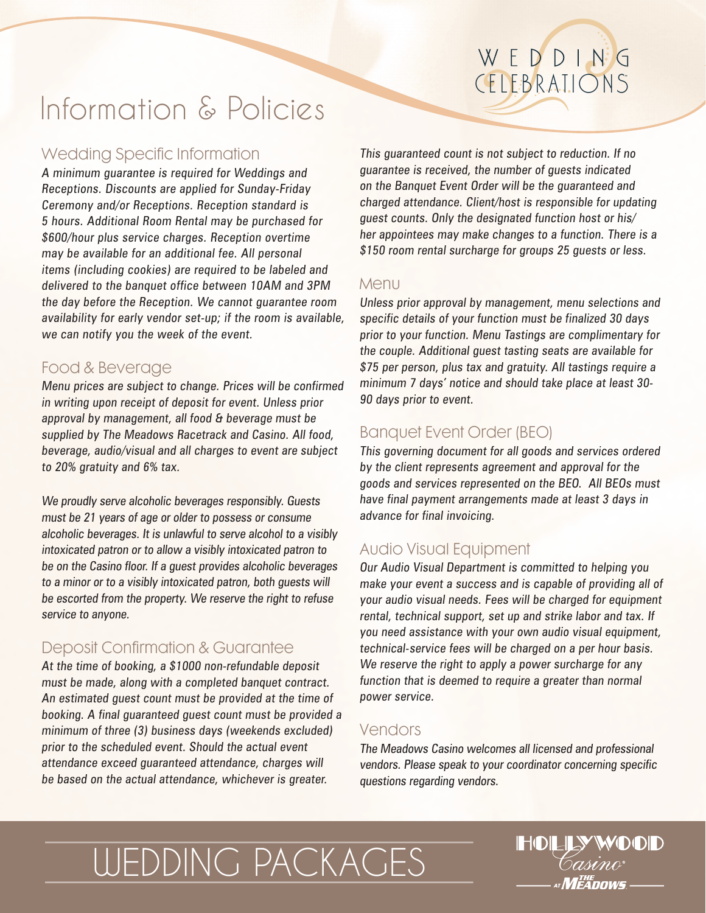# Information & Policies

## Wedding Specific Information

*A minimum guarantee is required for Weddings and Receptions. Discounts are applied for Sunday-Friday Ceremony and/or Receptions. Reception standard is 5 hours. Additional Room Rental may be purchased for $600/hour plus service charges. Reception overtime may be available for an additional fee. All personal items (including cookies) are required to be labeled and delivered to the banquet office between 10AM and 3PM the day before the Reception. We cannot guarantee room availability for early vendor set-up; if the room is available, we can notify you the week of the event.*

## Food & Beverage

*Menu prices are subject to change. Prices will be confirmed in writing upon receipt of deposit for event. Unless prior approval by management, all food & beverage must be supplied by The Meadows Racetrack and Casino. All food, beverage, audio/visual and all charges to event are subject to 20% gratuity and 6% tax.*

*We proudly serve alcoholic beverages responsibly. Guests must be 21 years of age or older to possess or consume alcoholic beverages. It is unlawful to serve alcohol to a visibly intoxicated patron or to allow a visibly intoxicated patron to be on the Casino floor. If a guest provides alcoholic beverages to a minor or to a visibly intoxicated patron, both guests will be escorted from the property. We reserve the right to refuse service to anyone.*

## Deposit Confirmation & Guarantee

*At the time of booking, a $1000 non-refundable deposit must be made, along with a completed banquet contract. An estimated guest count must be provided at the time of booking. A final guaranteed guest count must be provided a minimum of three (3) business days (weekends excluded) prior to the scheduled event. Should the actual event attendance exceed guaranteed attendance, charges will be based on the actual attendance, whichever is greater. This guaranteed count is not subject to reduction. If no guarantee is received, the number of guests indicated on the Banquet Event Order will be the guaranteed and charged attendance. Client/host is responsible for updating guest counts. Only the designated function host or his/her appointees may make changes to a function. There is a $150 room rental surcharge for groups 25 guests or less.*

## Menu

*Unless prior approval by management, menu selections and specific details of your function must be finalized 30 days prior to your function. Menu Tastings are complimentary for the couple. Additional guest tasting seats are available for $75 per person, plus tax and gratuity. All tastings require a minimum 7 days' notice and should take place at least 30-90 days prior to event.*

## Banquet Event Order (BEO)

*This governing document for all goods and services ordered by the client represents agreement and approval for the goods and services represented on the BEO. All BEOs must have final payment arrangements made at least 3 days in advance for final invoicing.*

## Audio Visual Equipment

*Our Audio Visual Department is committed to helping you make your event a success and is capable of providing all of your audio visual needs. Fees will be charged for equipment rental, technical support, set up and strike labor and tax. If you need assistance with your own audio visual equipment, technical-service fees will be charged on a per hour basis. We reserve the right to apply a power surcharge for any function that is deemed to require a greater than normal power service.*

## Vendors

*The Meadows Casino welcomes all licensed and professional vendors. Please speak to your coordinator concerning specific questions regarding vendors.*